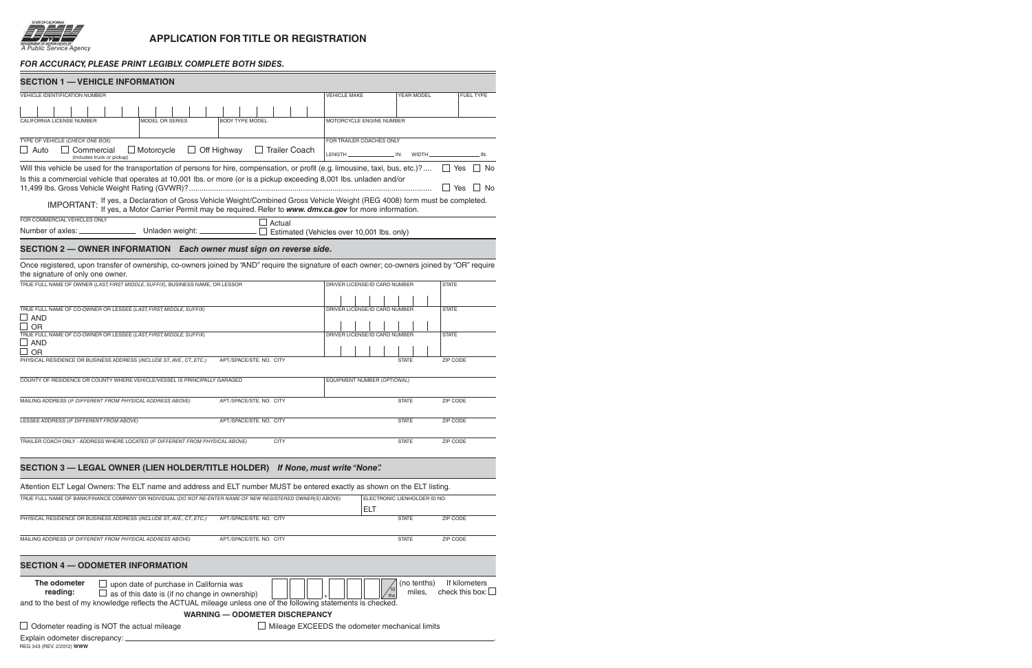STATE OF CALIFORNIA
DMV
DEPARTMENT OF MOTOR VEHICLES
*A Public Service Agency*

# APPLICATION FOR TITLE OR REGISTRATION

***FOR ACCURACY, PLEASE PRINT LEGIBLY. COMPLETE BOTH SIDES.***

## SECTION 1 — VEHICLE INFORMATION

| VEHICLE IDENTIFICATION NUMBER | | | VEHICLE MAKE | YEAR MODEL | FUEL TYPE |
|---|---|---|---|---|---|
| | | | | | |
| CALIFORNIA LICENSE NUMBER | MODEL OR SERIES | BODY TYPE MODEL | MOTORCYCLE ENGINE NUMBER | | |
| | | | | | |

TYPE OF VEHICLE (*CHECK ONE BOX*)

☐ Auto ☐ Commercial (includes truck or pickup) ☐ Motorcycle ☐ Off Highway ☐ Trailer Coach

FOR TRAILER COACHES ONLY
LENGTH ____________ IN. WIDTH ____________ IN.

Will this vehicle be used for the transportation of persons for hire, compensation, or profit (e.g. limousine, taxi, bus, etc.)? .... ☐ Yes ☐ No

Is this a commercial vehicle that operates at 10,001 lbs. or more (or is a pickup exceeding 8,001 lbs. unladen and/or 11,499 lbs. Gross Vehicle Weight Rating (GVWR)? .... ☐ Yes ☐ No

IMPORTANT: If yes, a Declaration of Gross Vehicle Weight/Combined Gross Vehicle Weight (REG 4008) form must be completed. If yes, a Motor Carrier Permit may be required. Refer to ***www. dmv.ca.gov*** for more information.

FOR COMMERCIAL VEHICLES ONLY
Number of axles: ____________ Unladen weight: ____________ ☐ Actual ☐ Estimated (Vehicles over 10,001 lbs. only)

## SECTION 2 — OWNER INFORMATION *Each owner must sign on reverse side.*

Once registered, upon transfer of ownership, co-owners joined by "AND" require the signature of each owner; co-owners joined by "OR" require the signature of only one owner.

| TRUE FULL NAME OF OWNER (*LAST, FIRST MIDDLE, SUFFIX*), BUSINESS NAME, OR LESSOR | | | DRIVER LICENSE/ID CARD NUMBER | STATE | |
|---|---|---|---|---|---|
| | | | | | |
| ☐ AND ☐ OR TRUE FULL NAME OF CO-OWNER OR LESSEE (*LAST, FIRST, MIDDLE, SUFFIX*) | | | DRIVER LICENSE/ID CARD NUMBER | STATE | |
| | | | | | |
| ☐ AND ☐ OR TRUE FULL NAME OF CO-OWNER OR LESSEE (*LAST, FIRST, MIDDLE, SUFFIX*) | | | DRIVER LICENSE/ID CARD NUMBER | STATE | |
| | | | | | |
| PHYSICAL RESIDENCE OR BUSINESS ADDRESS (*INCLUDE ST., AVE., CT., ETC.*) | APT./SPACE/STE. NO. | CITY | | STATE | ZIP CODE |
| | | | | | |
| COUNTY OF RESIDENCE OR COUNTY WHERE VEHICLE/VESSEL IS PRINCIPALLY GARAGED | | | EQUIPMENT NUMBER (*OPTIONAL*) | | |
| | | | | | |
| MAILING ADDRESS (*IF DIFFERENT FROM PHYSICAL ADDRESS ABOVE*) | APT./SPACE/STE. NO. | CITY | | STATE | ZIP CODE |
| | | | | | |
| LESSEE ADDRESS (*IF DIFFERENT FROM ABOVE*) | APT./SPACE/STE. NO. | CITY | | STATE | ZIP CODE |
| | | | | | |
| TRAILER COACH ONLY - ADDRESS WHERE LOCATED (*IF DIFFERENT FROM PHYSICAL ABOVE*) | | CITY | | STATE | ZIP CODE |
| | | | | | |

## SECTION 3 — LEGAL OWNER (LIEN HOLDER/TITLE HOLDER) *If None, must write "None".*

Attention ELT Legal Owners: The ELT name and address and ELT number MUST be entered exactly as shown on the ELT listing.

| TRUE FULL NAME OF BANK/FINANCE COMPANY OR INDIVIDUAL (*DO NOT RE-ENTER NAME OF NEW REGISTERED OWNER(S) ABOVE*) | | | ELECTRONIC LIENHOLDER ID NO. | | |
|---|---|---|---|---|---|
| | | | ELT | | |
| PHYSICAL RESIDENCE OR BUSINESS ADDRESS (*INCLUDE ST., AVE., CT., ETC.*) | APT./SPACE/STE. NO. | CITY | | STATE | ZIP CODE |
| | | | | | |
| MAILING ADDRESS (*IF DIFFERENT FROM PHYSICAL ADDRESS ABOVE*) | APT./SPACE/STE. NO. | CITY | | STATE | ZIP CODE |
| | | | | | |

## SECTION 4 — ODOMETER INFORMATION

**The odometer reading:** ☐ upon date of purchase in California was ☐ as of this date is (if no change in ownership) ___ ___ ___ , ___ ___ ___ 10ths (no tenths) miles, If kilometers check this box: ☐

and to the best of my knowledge reflects the ACTUAL mileage unless one of the following statements is checked.

**WARNING — ODOMETER DISCREPANCY**

☐ Odometer reading is NOT the actual mileage ☐ Mileage EXCEEDS the odometer mechanical limits

Explain odometer discrepancy: ______________________________________________.

REG 343 (REV. 2/2012) **WWW**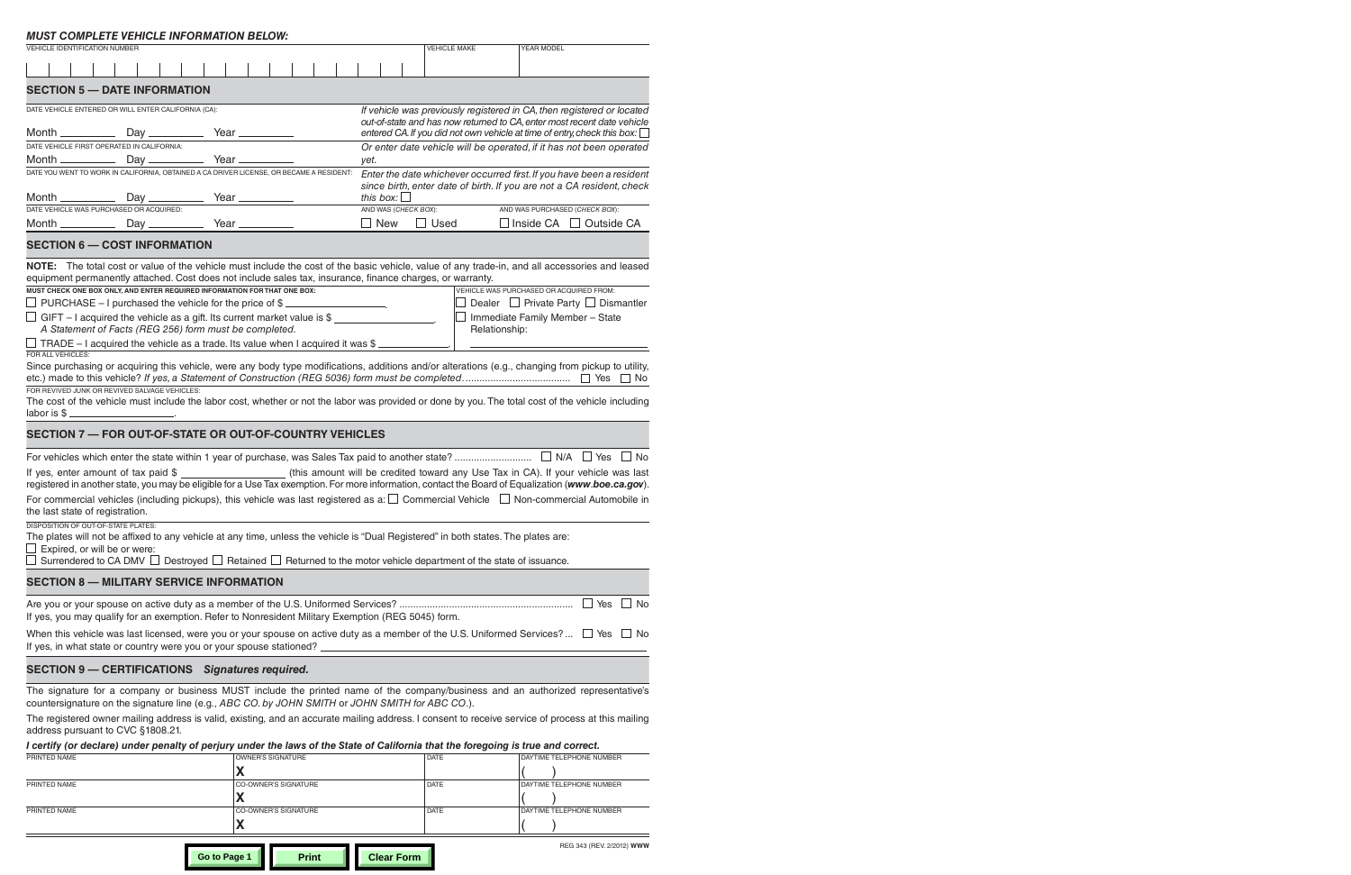***MUST COMPLETE VEHICLE INFORMATION BELOW:***

| VEHICLE IDENTIFICATION NUMBER | VEHICLE MAKE | YEAR MODEL |
| --- | --- | --- |
| | | |

## SECTION 5 — DATE INFORMATION

DATE VEHICLE ENTERED OR WILL ENTER CALIFORNIA (CA):

Month __________ Day __________ Year __________

*If vehicle was previously registered in CA, then registered or located out-of-state and has now returned to CA, enter most recent date vehicle entered CA. If you did not own vehicle at time of entry, check this box:* ☐

DATE VEHICLE FIRST OPERATED IN CALIFORNIA:

Month __________ Day __________ Year __________

*Or enter date vehicle will be operated, if it has not been operated yet.*

DATE YOU WENT TO WORK IN CALIFORNIA, OBTAINED A CA DRIVER LICENSE, OR BECAME A RESIDENT:

Month __________ Day __________ Year __________

*Enter the date whichever occurred first. If you have been a resident since birth, enter date of birth. If you are not a CA resident, check this box:* ☐

DATE VEHICLE WAS PURCHASED OR ACQUIRED:

Month __________ Day __________ Year __________

AND WAS (*CHECK BOX*): ☐ New ☐ Used

AND WAS PURCHASED (*CHECK BOX*): ☐ Inside CA ☐ Outside CA

## SECTION 6 — COST INFORMATION

**NOTE:** The total cost or value of the vehicle must include the cost of the basic vehicle, value of any trade-in, and all accessories and leased equipment permanently attached. Cost does not include sales tax, insurance, finance charges, or warranty.

MUST CHECK ONE BOX ONLY, AND ENTER REQUIRED INFORMATION FOR THAT ONE BOX:

☐ PURCHASE – I purchased the vehicle for the price of $ __________.

☐ GIFT – I acquired the vehicle as a gift. Its current market value is $ __________.
*A Statement of Facts (REG 256) form must be completed.*

☐ TRADE – I acquired the vehicle as a trade. Its value when I acquired it was $ __________.

VEHICLE WAS PURCHASED OR ACQUIRED FROM:

☐ Dealer ☐ Private Party ☐ Dismantler

☐ Immediate Family Member – State Relationship: __________

FOR ALL VEHICLES:

Since purchasing or acquiring this vehicle, were any body type modifications, additions and/or alterations (e.g., changing from pickup to utility, etc.) made to this vehicle? *If yes, a Statement of Construction (REG 5036) form must be completed*.................................... ☐ Yes ☐ No

FOR REVIVED JUNK OR REVIVED SALVAGE VEHICLES:

The cost of the vehicle must include the labor cost, whether or not the labor was provided or done by you. The total cost of the vehicle including labor is $ __________.

## SECTION 7 — FOR OUT-OF-STATE OR OUT-OF-COUNTRY VEHICLES

For vehicles which enter the state within 1 year of purchase, was Sales Tax paid to another state? ........................... ☐ N/A ☐ Yes ☐ No

If yes, enter amount of tax paid $ __________ (this amount will be credited toward any Use Tax in CA). If your vehicle was last registered in another state, you may be eligible for a Use Tax exemption. For more information, contact the Board of Equalization (***www.boe.ca.gov***).

For commercial vehicles (including pickups), this vehicle was last registered as a: ☐ Commercial Vehicle ☐ Non-commercial Automobile in the last state of registration.

DISPOSITION OF OUT-OF-STATE PLATES:

The plates will not be affixed to any vehicle at any time, unless the vehicle is "Dual Registered" in both states. The plates are:

☐ Expired, or will be or were:

☐ Surrendered to CA DMV ☐ Destroyed ☐ Retained ☐ Returned to the motor vehicle department of the state of issuance.

## SECTION 8 — MILITARY SERVICE INFORMATION

Are you or your spouse on active duty as a member of the U.S. Uniformed Services? .............................................................. ☐ Yes ☐ No

If yes, you may qualify for an exemption. Refer to Nonresident Military Exemption (REG 5045) form.

When this vehicle was last licensed, were you or your spouse on active duty as a member of the U.S. Uniformed Services? ... ☐ Yes ☐ No

If yes, in what state or country were you or your spouse stationed? __________

## SECTION 9 — CERTIFICATIONS *Signatures required.*

The signature for a company or business MUST include the printed name of the company/business and an authorized representative's countersignature on the signature line (e.g., *ABC CO. by JOHN SMITH* or *JOHN SMITH for ABC CO.*).

The registered owner mailing address is valid, existing, and an accurate mailing address. I consent to receive service of process at this mailing address pursuant to CVC §1808.21.

***I certify (or declare) under penalty of perjury under the laws of the State of California that the foregoing is true and correct.***

| PRINTED NAME | OWNER'S SIGNATURE | DATE | DAYTIME TELEPHONE NUMBER |
| --- | --- | --- | --- |
| | X | | ( ) |
| PRINTED NAME | CO-OWNER'S SIGNATURE | DATE | DAYTIME TELEPHONE NUMBER |
| | X | | ( ) |
| PRINTED NAME | CO-OWNER'S SIGNATURE | DATE | DAYTIME TELEPHONE NUMBER |
| | X | | ( ) |

REG 343 (REV. 2/2012) **WWW**

Go to Page 1 | Print | Clear Form